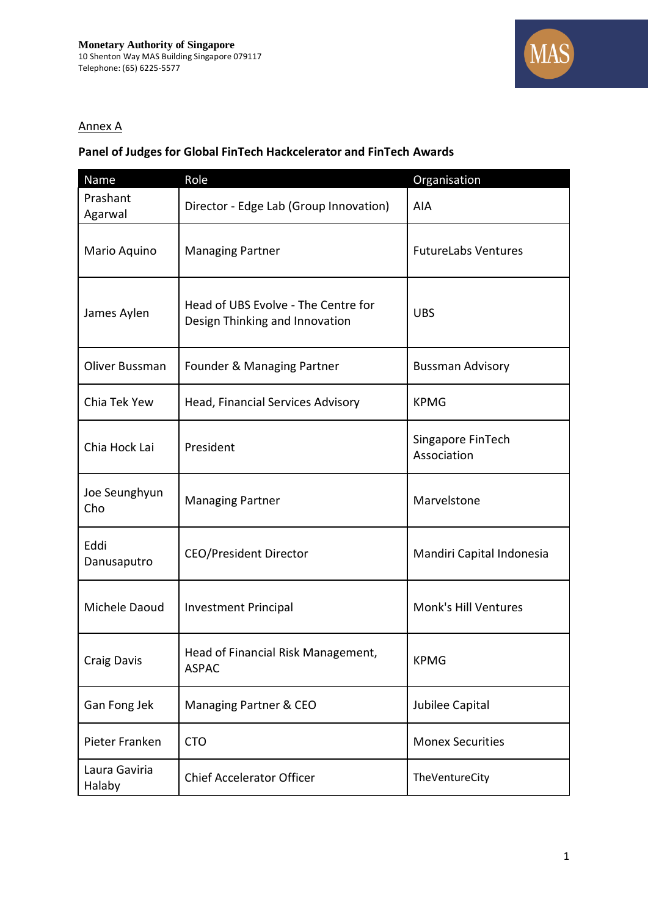**Monetary Authority of Singapore**
10 Shenton Way MAS Building Singapore 079117
Telephone: (65) 6225-5577

Annex A

**Panel of Judges for Global FinTech Hackcelerator and FinTech Awards**

| Name | Role | Organisation |
|---|---|---|
| Prashant Agarwal | Director - Edge Lab (Group Innovation) | AIA |
| Mario Aquino | Managing Partner | FutureLabs Ventures |
| James Aylen | Head of UBS Evolve - The Centre for Design Thinking and Innovation | UBS |
| Oliver Bussman | Founder & Managing Partner | Bussman Advisory |
| Chia Tek Yew | Head, Financial Services Advisory | KPMG |
| Chia Hock Lai | President | Singapore FinTech Association |
| Joe Seunghyun Cho | Managing Partner | Marvelstone |
| Eddi Danusaputro | CEO/President Director | Mandiri Capital Indonesia |
| Michele Daoud | Investment Principal | Monk's Hill Ventures |
| Craig Davis | Head of Financial Risk Management, ASPAC | KPMG |
| Gan Fong Jek | Managing Partner & CEO | Jubilee Capital |
| Pieter Franken | CTO | Monex Securities |
| Laura Gaviria Halaby | Chief Accelerator Officer | TheVentureCity |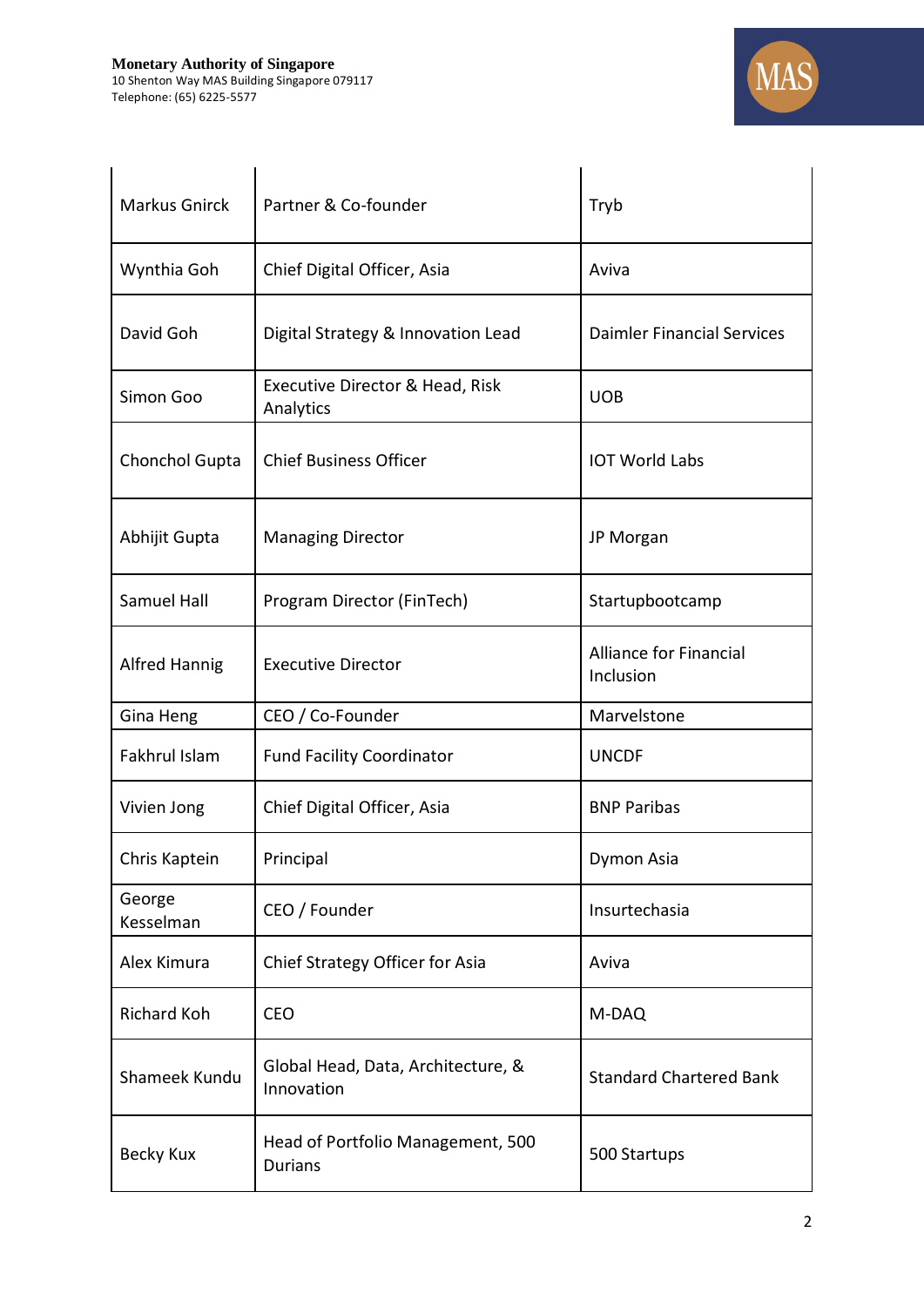| Markus Gnirck | Partner & Co-founder | Tryb |
| --- | --- | --- |
| Wynthia Goh | Chief Digital Officer, Asia | Aviva |
| David Goh | Digital Strategy & Innovation Lead | Daimler Financial Services |
| Simon Goo | Executive Director & Head, Risk Analytics | UOB |
| Chonchol Gupta | Chief Business Officer | IOT World Labs |
| Abhijit Gupta | Managing Director | JP Morgan |
| Samuel Hall | Program Director (FinTech) | Startupbootcamp |
| Alfred Hannig | Executive Director | Alliance for Financial Inclusion |
| Gina Heng | CEO / Co-Founder | Marvelstone |
| Fakhrul Islam | Fund Facility Coordinator | UNCDF |
| Vivien Jong | Chief Digital Officer, Asia | BNP Paribas |
| Chris Kaptein | Principal | Dymon Asia |
| George Kesselman | CEO / Founder | Insurtechasia |
| Alex Kimura | Chief Strategy Officer for Asia | Aviva |
| Richard Koh | CEO | M-DAQ |
| Shameek Kundu | Global Head, Data, Architecture, & Innovation | Standard Chartered Bank |
| Becky Kux | Head of Portfolio Management, 500 Durians | 500 Startups |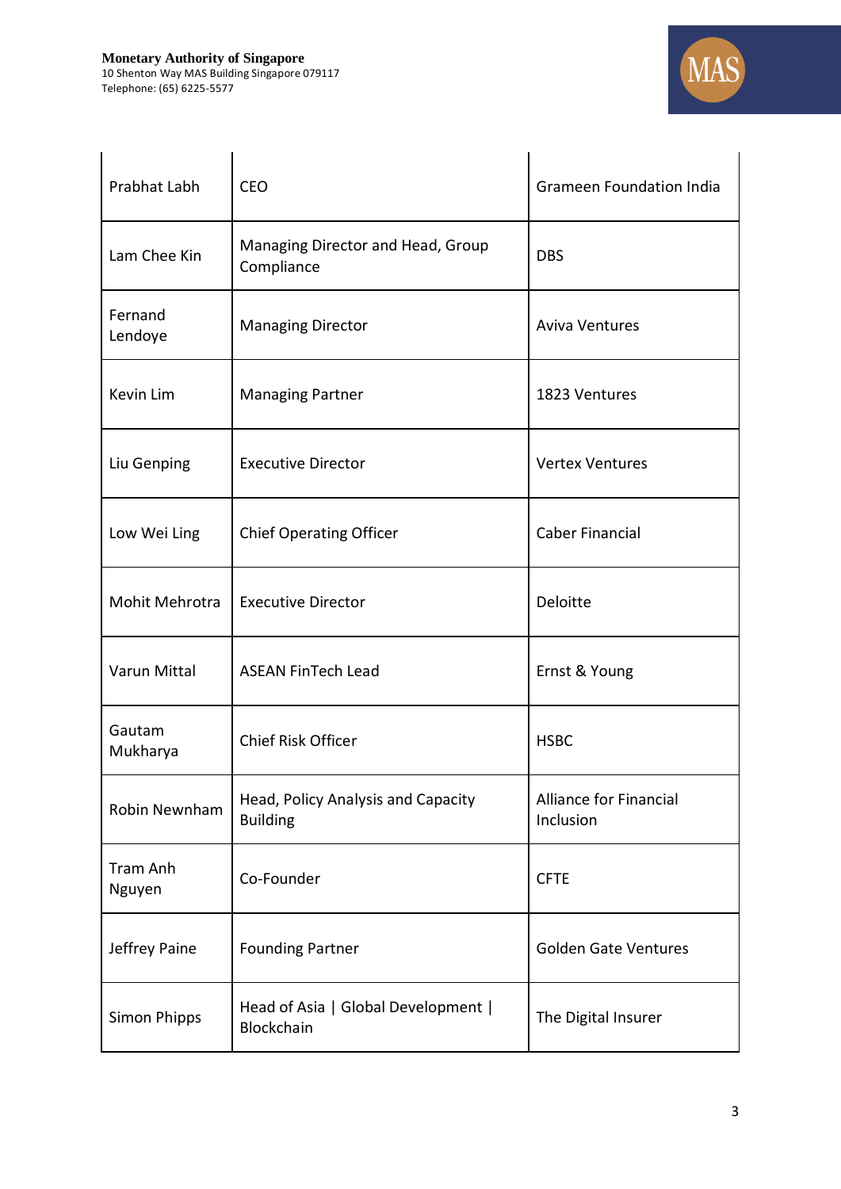| | | |
|---|---|---|
| Prabhat Labh | CEO | Grameen Foundation India |
| Lam Chee Kin | Managing Director and Head, Group Compliance | DBS |
| Fernand Lendoye | Managing Director | Aviva Ventures |
| Kevin Lim | Managing Partner | 1823 Ventures |
| Liu Genping | Executive Director | Vertex Ventures |
| Low Wei Ling | Chief Operating Officer | Caber Financial |
| Mohit Mehrotra | Executive Director | Deloitte |
| Varun Mittal | ASEAN FinTech Lead | Ernst & Young |
| Gautam Mukharya | Chief Risk Officer | HSBC |
| Robin Newnham | Head, Policy Analysis and Capacity Building | Alliance for Financial Inclusion |
| Tram Anh Nguyen | Co-Founder | CFTE |
| Jeffrey Paine | Founding Partner | Golden Gate Ventures |
| Simon Phipps | Head of Asia \| Global Development \| Blockchain | The Digital Insurer |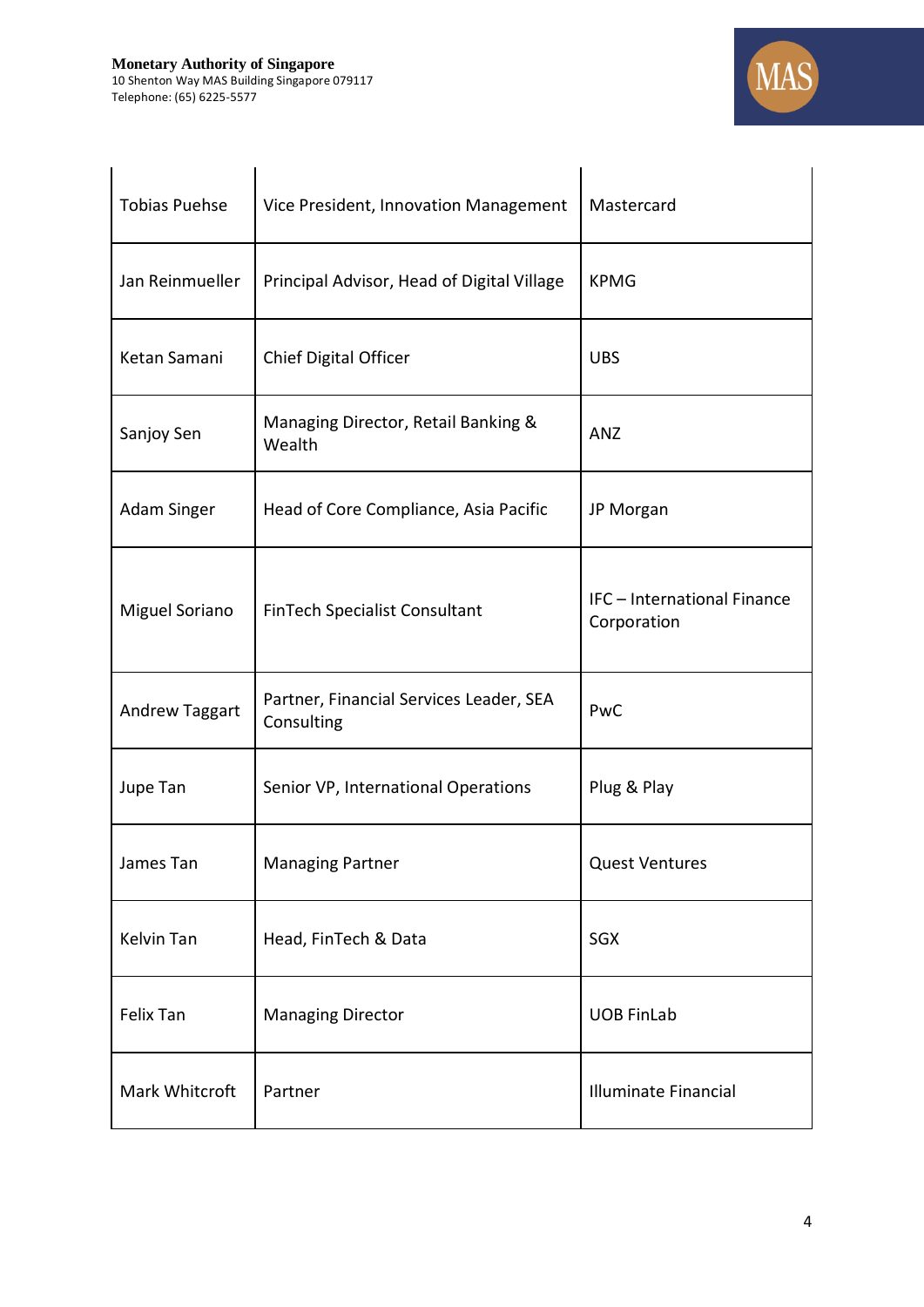| | | |
|---|---|---|
| Tobias Puehse | Vice President, Innovation Management | Mastercard |
| Jan Reinmueller | Principal Advisor, Head of Digital Village | KPMG |
| Ketan Samani | Chief Digital Officer | UBS |
| Sanjoy Sen | Managing Director, Retail Banking & Wealth | ANZ |
| Adam Singer | Head of Core Compliance, Asia Pacific | JP Morgan |
| Miguel Soriano | FinTech Specialist Consultant | IFC – International Finance Corporation |
| Andrew Taggart | Partner, Financial Services Leader, SEA Consulting | PwC |
| Jupe Tan | Senior VP, International Operations | Plug & Play |
| James Tan | Managing Partner | Quest Ventures |
| Kelvin Tan | Head, FinTech & Data | SGX |
| Felix Tan | Managing Director | UOB FinLab |
| Mark Whitcroft | Partner | Illuminate Financial |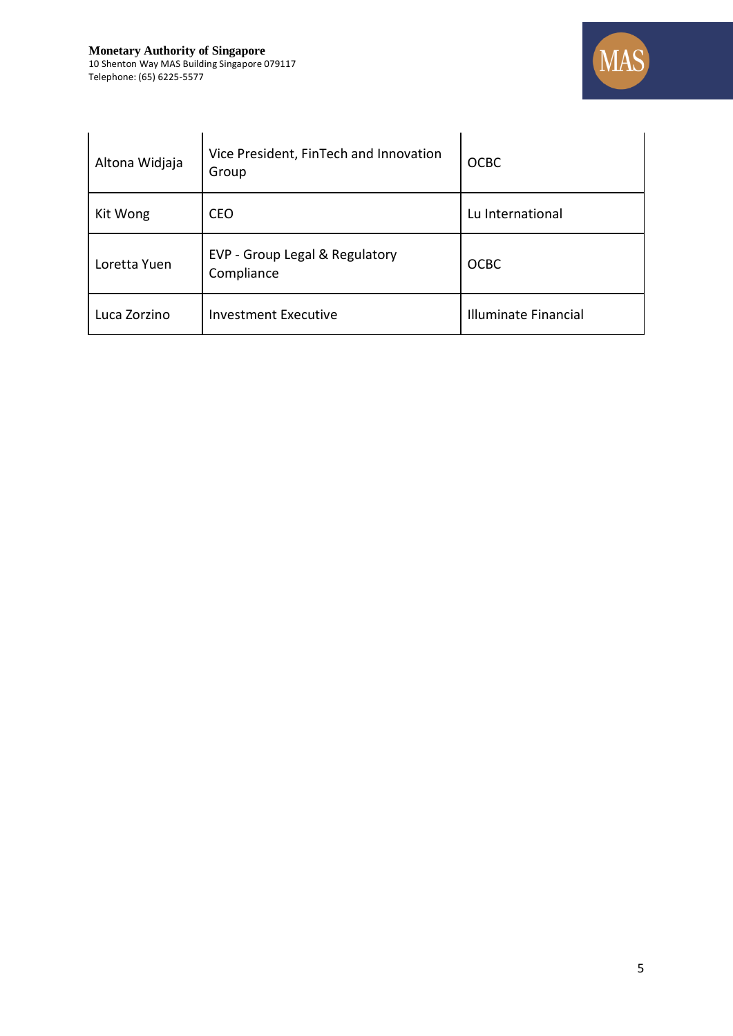| | | |
|---|---|---|
| Altona Widjaja | Vice President, FinTech and Innovation Group | OCBC |
| Kit Wong | CEO | Lu International |
| Loretta Yuen | EVP - Group Legal & Regulatory Compliance | OCBC |
| Luca Zorzino | Investment Executive | Illuminate Financial |